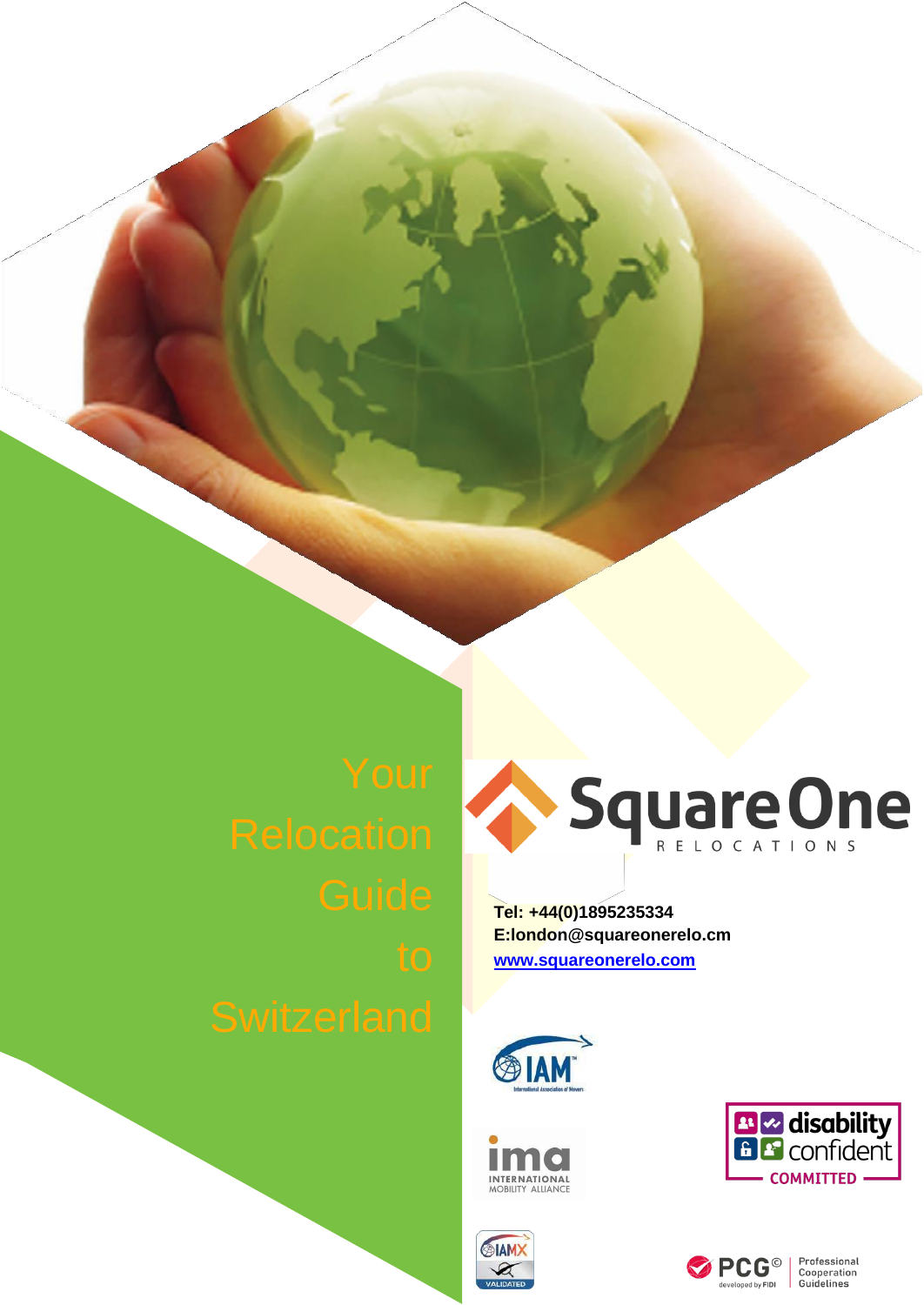# Your Relocation Guide to Switzerland

Square One RELOCATIONS

**Tel: +44(0)1895235334**
**E:london@squareonerelo.cm**
**[www.squareonerelo.com](http://www.squareonerelo.com)**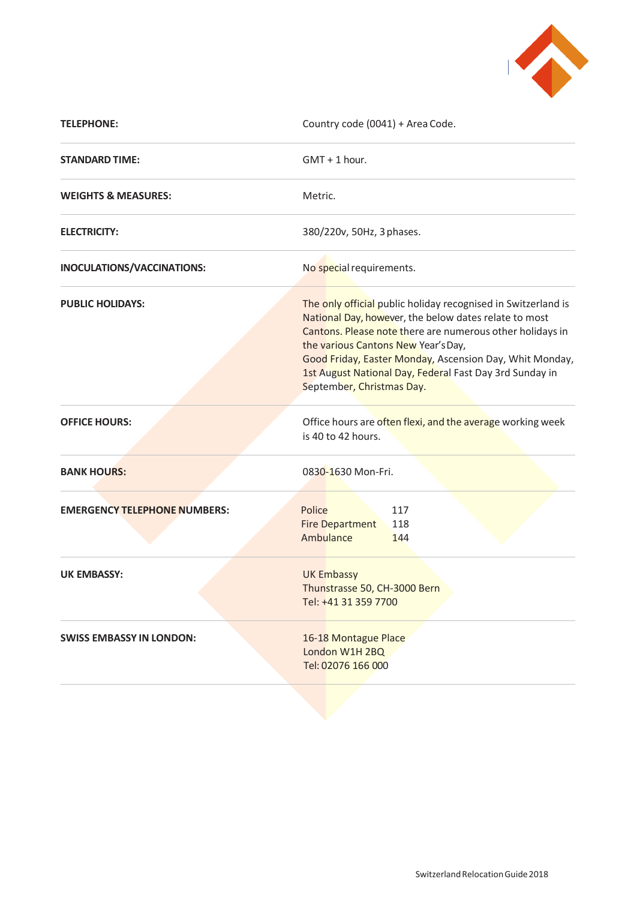| | |
|---|---|
| **TELEPHONE:** | Country code (0041) + Area Code. |
| **STANDARD TIME:** | GMT + 1 hour. |
| **WEIGHTS & MEASURES:** | Metric. |
| **ELECTRICITY:** | 380/220v, 50Hz, 3 phases. |
| **INOCULATIONS/VACCINATIONS:** | No special requirements. |
| **PUBLIC HOLIDAYS:** | The only official public holiday recognised in Switzerland is National Day, however, the below dates relate to most Cantons. Please note there are numerous other holidays in the various Cantons New Year's Day, Good Friday, Easter Monday, Ascension Day, Whit Monday, 1st August National Day, Federal Fast Day 3rd Sunday in September, Christmas Day. |
| **OFFICE HOURS:** | Office hours are often flexi, and the average working week is 40 to 42 hours. |
| **BANK HOURS:** | 0830-1630 Mon-Fri. |
| **EMERGENCY TELEPHONE NUMBERS:** | Police 117<br>Fire Department 118<br>Ambulance 144 |
| **UK EMBASSY:** | UK Embassy<br>Thunstrasse 50, CH-3000 Bern<br>Tel: +41 31 359 7700 |
| **SWISS EMBASSY IN LONDON:** | 16-18 Montague Place<br>London W1H 2BQ<br>Tel: 02076 166 000 |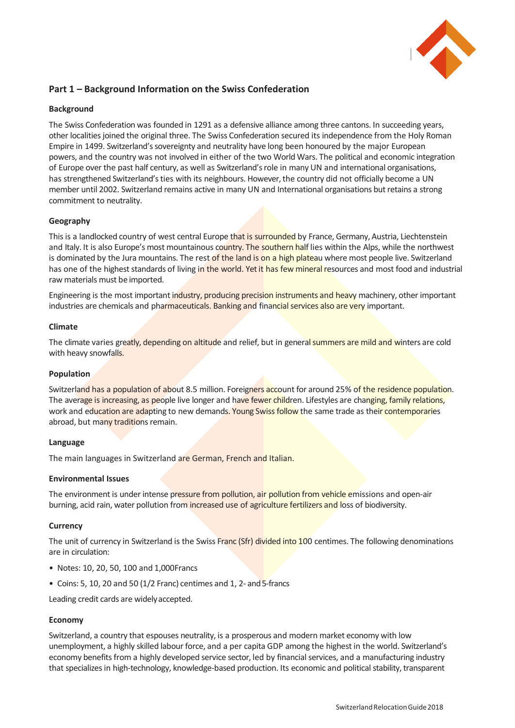## Part 1 – Background Information on the Swiss Confederation

### Background

The Swiss Confederation was founded in 1291 as a defensive alliance among three cantons. In succeeding years, other localities joined the original three. The Swiss Confederation secured its independence from the Holy Roman Empire in 1499. Switzerland's sovereignty and neutrality have long been honoured by the major European powers, and the country was not involved in either of the two World Wars. The political and economic integration of Europe over the past half century, as well as Switzerland's role in many UN and international organisations, has strengthened Switzerland's ties with its neighbours. However, the country did not officially become a UN member until 2002. Switzerland remains active in many UN and International organisations but retains a strong commitment to neutrality.

### Geography

This is a landlocked country of west central Europe that is surrounded by France, Germany, Austria, Liechtenstein and Italy. It is also Europe's most mountainous country. The southern half lies within the Alps, while the northwest is dominated by the Jura mountains. The rest of the land is on a high plateau where most people live. Switzerland has one of the highest standards of living in the world. Yet it has few mineral resources and most food and industrial raw materials must be imported.

Engineering is the most important industry, producing precision instruments and heavy machinery, other important industries are chemicals and pharmaceuticals. Banking and financial services also are very important.

### Climate

The climate varies greatly, depending on altitude and relief, but in general summers are mild and winters are cold with heavy snowfalls.

### Population

Switzerland has a population of about 8.5 million. Foreigners account for around 25% of the residence population. The average is increasing, as people live longer and have fewer children. Lifestyles are changing, family relations, work and education are adapting to new demands. Young Swiss follow the same trade as their contemporaries abroad, but many traditions remain.

### Language

The main languages in Switzerland are German, French and Italian.

### Environmental Issues

The environment is under intense pressure from pollution, air pollution from vehicle emissions and open-air burning, acid rain, water pollution from increased use of agriculture fertilizers and loss of biodiversity.

### Currency

The unit of currency in Switzerland is the Swiss Franc (Sfr) divided into 100 centimes. The following denominations are in circulation:

- Notes: 10, 20, 50, 100 and 1,000Francs
- Coins: 5, 10, 20 and 50 (1/2 Franc) centimes and 1, 2- and 5-francs

Leading credit cards are widely accepted.

### Economy

Switzerland, a country that espouses neutrality, is a prosperous and modern market economy with low unemployment, a highly skilled labour force, and a per capita GDP among the highest in the world. Switzerland's economy benefits from a highly developed service sector, led by financial services, and a manufacturing industry that specializes in high-technology, knowledge-based production. Its economic and political stability, transparent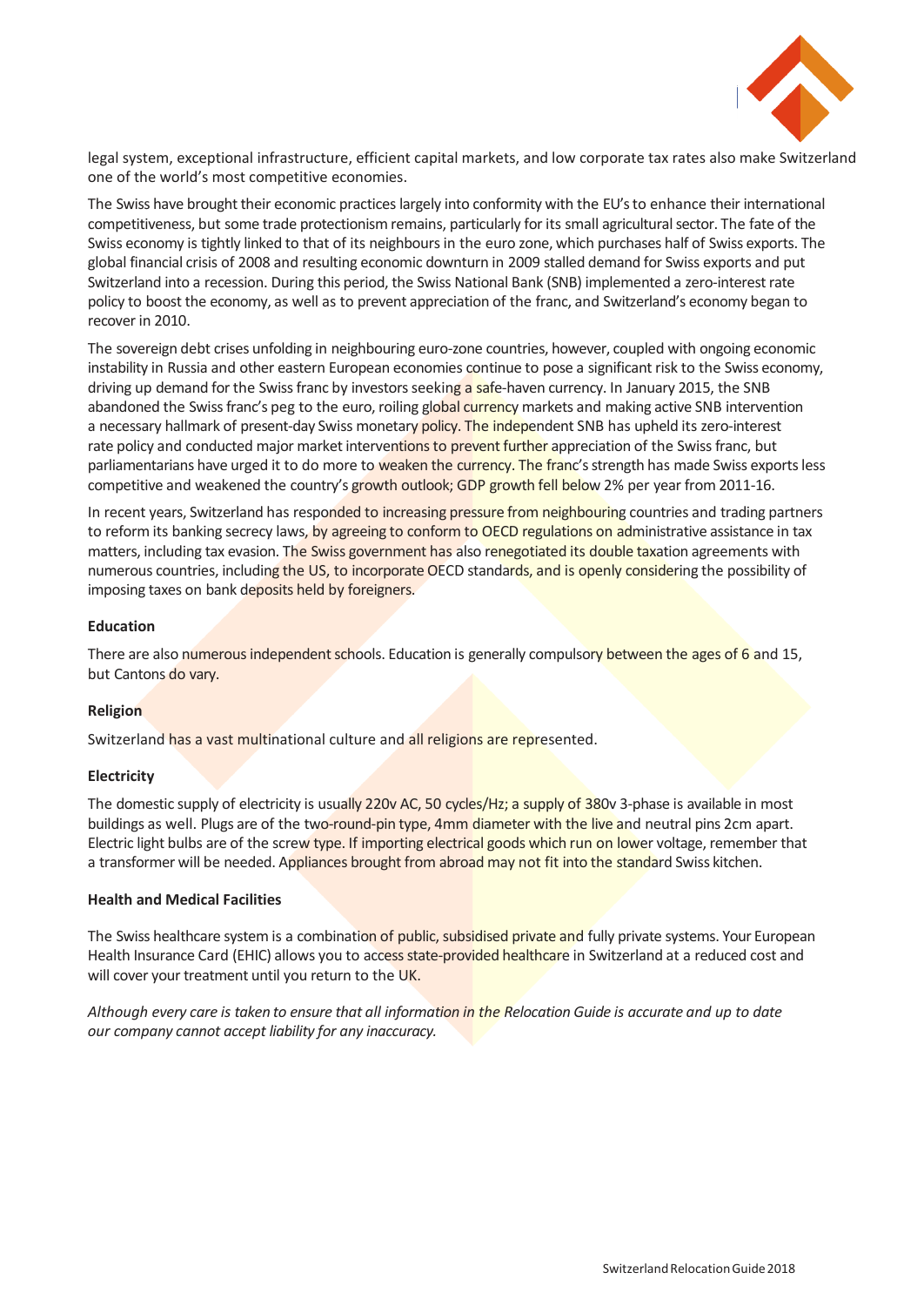legal system, exceptional infrastructure, efficient capital markets, and low corporate tax rates also make Switzerland one of the world's most competitive economies.

The Swiss have brought their economic practices largely into conformity with the EU's to enhance their international competitiveness, but some trade protectionism remains, particularly for its small agricultural sector. The fate of the Swiss economy is tightly linked to that of its neighbours in the euro zone, which purchases half of Swiss exports. The global financial crisis of 2008 and resulting economic downturn in 2009 stalled demand for Swiss exports and put Switzerland into a recession. During this period, the Swiss National Bank (SNB) implemented a zero-interest rate policy to boost the economy, as well as to prevent appreciation of the franc, and Switzerland's economy began to recover in 2010.

The sovereign debt crises unfolding in neighbouring euro-zone countries, however, coupled with ongoing economic instability in Russia and other eastern European economies continue to pose a significant risk to the Swiss economy, driving up demand for the Swiss franc by investors seeking a safe-haven currency. In January 2015, the SNB abandoned the Swiss franc's peg to the euro, roiling global currency markets and making active SNB intervention a necessary hallmark of present-day Swiss monetary policy. The independent SNB has upheld its zero-interest rate policy and conducted major market interventions to prevent further appreciation of the Swiss franc, but parliamentarians have urged it to do more to weaken the currency. The franc's strength has made Swiss exports less competitive and weakened the country's growth outlook; GDP growth fell below 2% per year from 2011-16.

In recent years, Switzerland has responded to increasing pressure from neighbouring countries and trading partners to reform its banking secrecy laws, by agreeing to conform to OECD regulations on administrative assistance in tax matters, including tax evasion. The Swiss government has also renegotiated its double taxation agreements with numerous countries, including the US, to incorporate OECD standards, and is openly considering the possibility of imposing taxes on bank deposits held by foreigners.

**Education**

There are also numerous independent schools. Education is generally compulsory between the ages of 6 and 15, but Cantons do vary.

**Religion**

Switzerland has a vast multinational culture and all religions are represented.

**Electricity**

The domestic supply of electricity is usually 220v AC, 50 cycles/Hz; a supply of 380v 3-phase is available in most buildings as well. Plugs are of the two-round-pin type, 4mm diameter with the live and neutral pins 2cm apart. Electric light bulbs are of the screw type. If importing electrical goods which run on lower voltage, remember that a transformer will be needed. Appliances brought from abroad may not fit into the standard Swiss kitchen.

**Health and Medical Facilities**

The Swiss healthcare system is a combination of public, subsidised private and fully private systems. Your European Health Insurance Card (EHIC) allows you to access state-provided healthcare in Switzerland at a reduced cost and will cover your treatment until you return to the UK.

*Although every care is taken to ensure that all information in the Relocation Guide is accurate and up to date our company cannot accept liability for any inaccuracy.*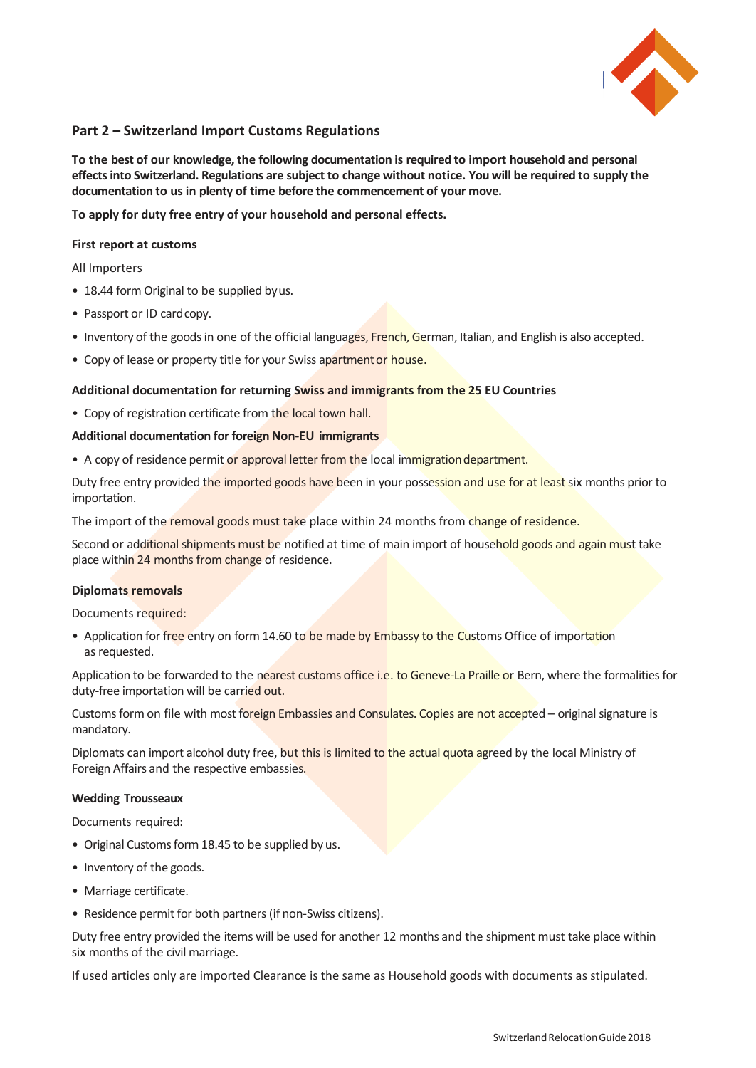## Part 2 – Switzerland Import Customs Regulations

**To the best of our knowledge, the following documentation is required to import household and personal effects into Switzerland. Regulations are subject to change without notice. You will be required to supply the documentation to us in plenty of time before the commencement of your move.**

**To apply for duty free entry of your household and personal effects.**

#### First report at customs

All Importers

- 18.44 form Original to be supplied by us.
- Passport or ID card copy.
- Inventory of the goods in one of the official languages, French, German, Italian, and English is also accepted.
- Copy of lease or property title for your Swiss apartment or house.

#### Additional documentation for returning Swiss and immigrants from the 25 EU Countries

- Copy of registration certificate from the local town hall.

#### Additional documentation for foreign Non-EU immigrants

- A copy of residence permit or approval letter from the local immigration department.

Duty free entry provided the imported goods have been in your possession and use for at least six months prior to importation.

The import of the removal goods must take place within 24 months from change of residence.

Second or additional shipments must be notified at time of main import of household goods and again must take place within 24 months from change of residence.

#### Diplomats removals

Documents required:

- Application for free entry on form 14.60 to be made by Embassy to the Customs Office of importation as requested.

Application to be forwarded to the nearest customs office i.e. to Geneve-La Praille or Bern, where the formalities for duty-free importation will be carried out.

Customs form on file with most foreign Embassies and Consulates. Copies are not accepted – original signature is mandatory.

Diplomats can import alcohol duty free, but this is limited to the actual quota agreed by the local Ministry of Foreign Affairs and the respective embassies.

#### Wedding Trousseaux

Documents required:

- Original Customs form 18.45 to be supplied by us.
- Inventory of the goods.
- Marriage certificate.
- Residence permit for both partners (if non-Swiss citizens).

Duty free entry provided the items will be used for another 12 months and the shipment must take place within six months of the civil marriage.

If used articles only are imported Clearance is the same as Household goods with documents as stipulated.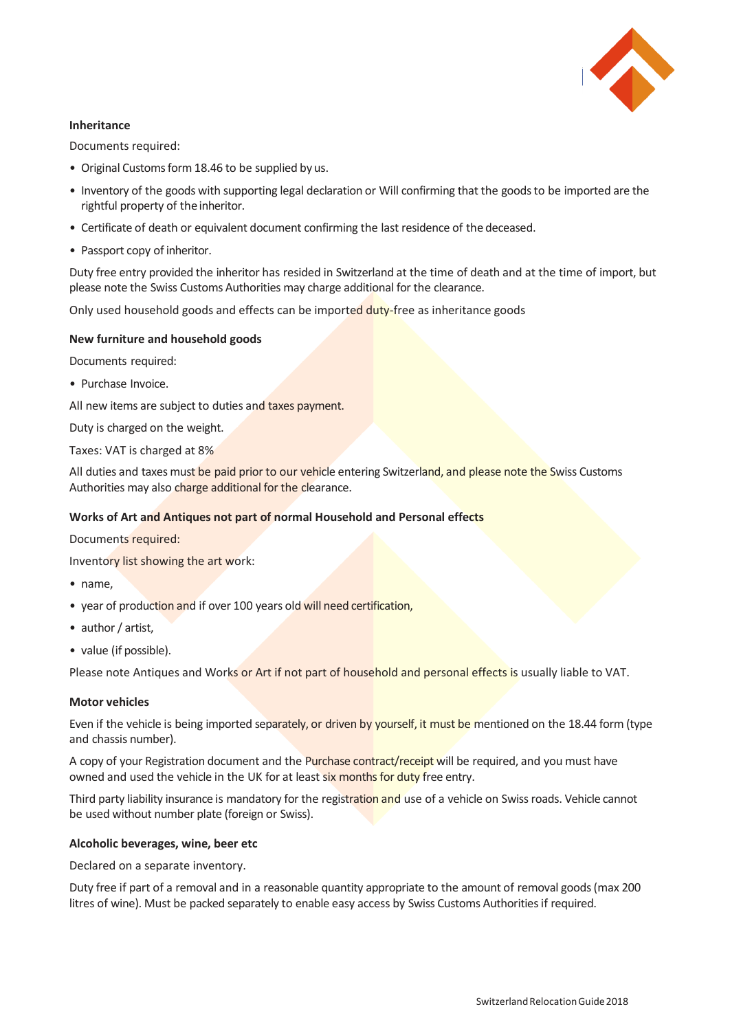**Inheritance**

Documents required:

- Original Customs form 18.46 to be supplied by us.
- Inventory of the goods with supporting legal declaration or Will confirming that the goods to be imported are the rightful property of the inheritor.
- Certificate of death or equivalent document confirming the last residence of the deceased.
- Passport copy of inheritor.

Duty free entry provided the inheritor has resided in Switzerland at the time of death and at the time of import, but please note the Swiss Customs Authorities may charge additional for the clearance.

Only used household goods and effects can be imported duty-free as inheritance goods

**New furniture and household goods**

Documents required:

- Purchase Invoice.

All new items are subject to duties and taxes payment.

Duty is charged on the weight.

Taxes: VAT is charged at 8%

All duties and taxes must be paid prior to our vehicle entering Switzerland, and please note the Swiss Customs Authorities may also charge additional for the clearance.

**Works of Art and Antiques not part of normal Household and Personal effects**

Documents required:

Inventory list showing the art work:

- name,
- year of production and if over 100 years old will need certification,
- author / artist,
- value (if possible).

Please note Antiques and Works or Art if not part of household and personal effects is usually liable to VAT.

**Motor vehicles**

Even if the vehicle is being imported separately, or driven by yourself, it must be mentioned on the 18.44 form (type and chassis number).

A copy of your Registration document and the Purchase contract/receipt will be required, and you must have owned and used the vehicle in the UK for at least six months for duty free entry.

Third party liability insurance is mandatory for the registration and use of a vehicle on Swiss roads. Vehicle cannot be used without number plate (foreign or Swiss).

**Alcoholic beverages, wine, beer etc**

Declared on a separate inventory.

Duty free if part of a removal and in a reasonable quantity appropriate to the amount of removal goods (max 200 litres of wine). Must be packed separately to enable easy access by Swiss Customs Authorities if required.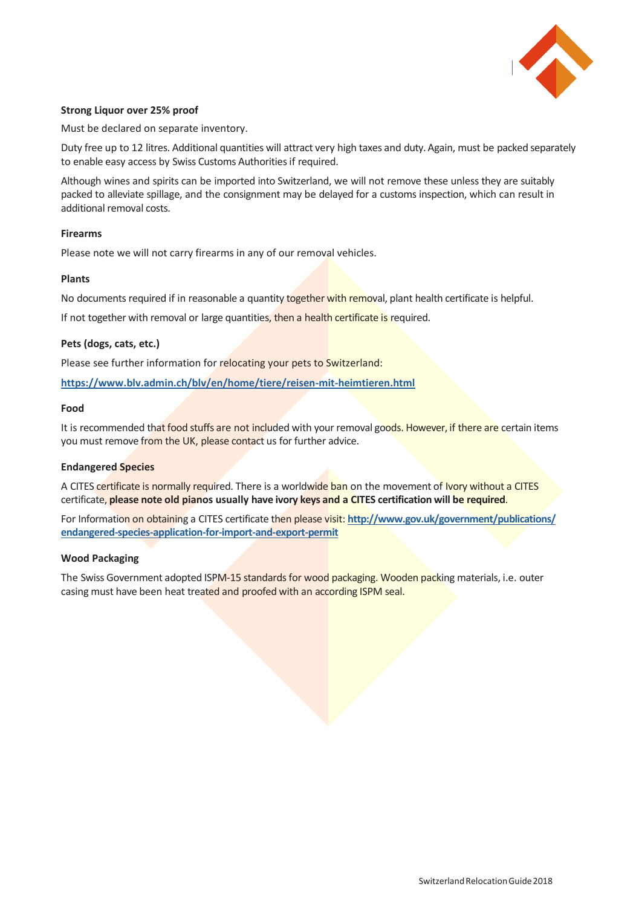**Strong Liquor over 25% proof**

Must be declared on separate inventory.

Duty free up to 12 litres. Additional quantities will attract very high taxes and duty. Again, must be packed separately to enable easy access by Swiss Customs Authorities if required.

Although wines and spirits can be imported into Switzerland, we will not remove these unless they are suitably packed to alleviate spillage, and the consignment may be delayed for a customs inspection, which can result in additional removal costs.

**Firearms**

Please note we will not carry firearms in any of our removal vehicles.

**Plants**

No documents required if in reasonable a quantity together with removal, plant health certificate is helpful.

If not together with removal or large quantities, then a health certificate is required.

**Pets (dogs, cats, etc.)**

Please see further information for relocating your pets to Switzerland:

**https://www.blv.admin.ch/blv/en/home/tiere/reisen-mit-heimtieren.html**

**Food**

It is recommended that food stuffs are not included with your removal goods. However, if there are certain items you must remove from the UK, please contact us for further advice.

**Endangered Species**

A CITES certificate is normally required. There is a worldwide ban on the movement of Ivory without a CITES certificate, **please note old pianos usually have ivory keys and a CITES certification will be required**.

For Information on obtaining a CITES certificate then please visit: **http://www.gov.uk/government/publications/endangered-species-application-for-import-and-export-permit**

**Wood Packaging**

The Swiss Government adopted ISPM-15 standards for wood packaging. Wooden packing materials, i.e. outer casing must have been heat treated and proofed with an according ISPM seal.